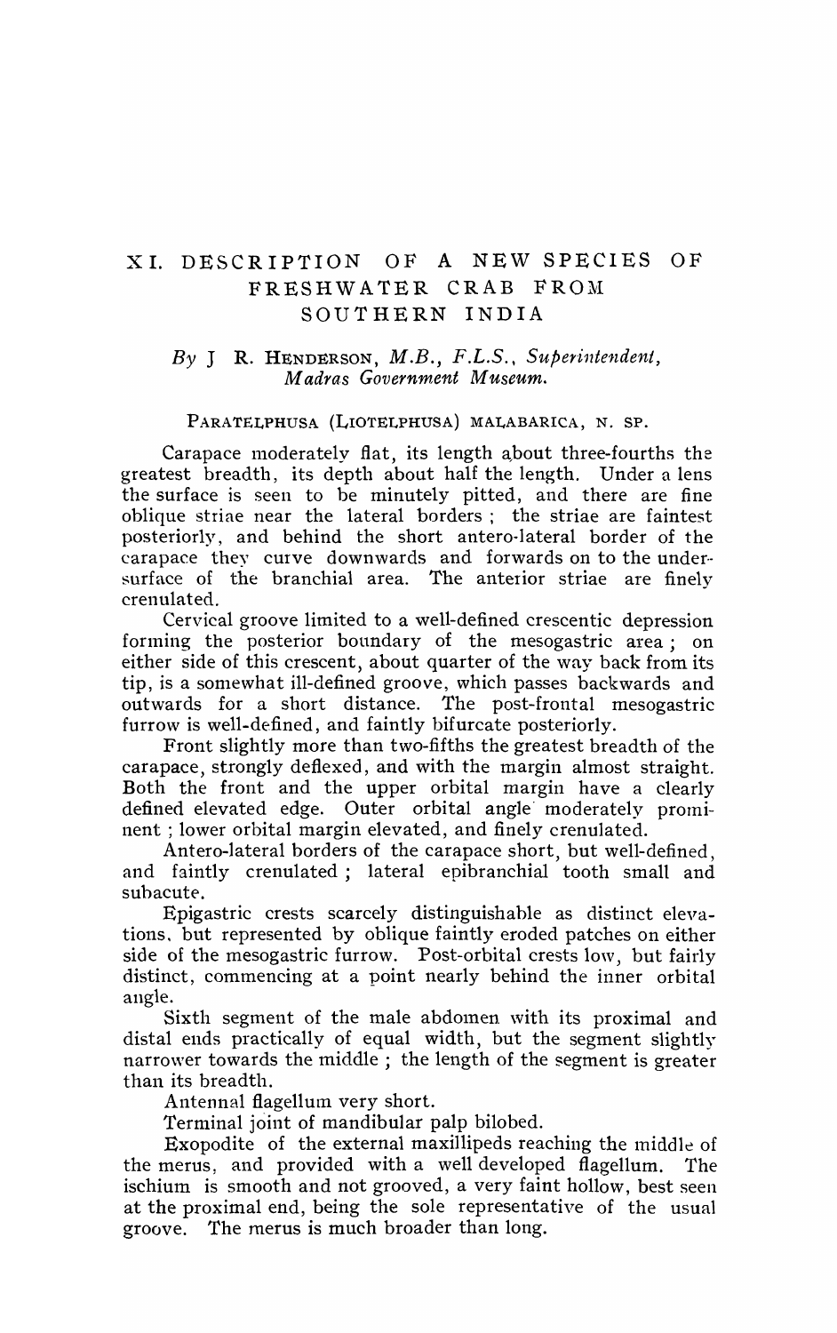# XI. DESCRIPTION OF A NEW SPECIES OF FRESHWATER CRAB FROM SOUTHERN INDIA

*By* J R. HENDERSON, *M.B., F.L.S., Superintendent, Madras Government Museum.*

### PARATELPHUSA (LIOTELPHUSA) MALABARICA, N. SP.

Carapace moderately flat, its length about three-fourths the greatest breadth, its depth about half the length. Under a lens the surface is seen to be minutely pitted, and there are fine oblique striae near the lateral borders; the striae are faintest posteriorly, and behind the short antero-lateral border of the carapace they curve downwards and forwards on to the under-surface of the branchial area. The anterior striae are finely crenulated.

Cervical groove limited to a well-defined crescentic depression forming the posterior boundary of the mesogastric area; on either side of this crescent, about quarter of the way back from its tip, is a somewhat ill-defined groove, which passes backwards and outwards for a short distance. The post-frontal mesogastric furrow is well-defined, and faintly bifurcate posteriorly.

Front slightly more than two-fifths the greatest breadth of the carapace, strongly deflexed, and with the margin almost straight. Both the front and the upper orbital margin have a clearly defined elevated edge. Outer orbital angle moderately prominent; lower orbital margin elevated, and finely crenulated.

Antero-lateral borders of the carapace short, but well-defined, and faintly crenulated; lateral epibranchial tooth small and subacute.

Epigastric crests scarcely distinguishable as distinct elevations, but represented by oblique faintly eroded patches on either side of the mesogastric furrow. Post-orbital crests low, but fairly distinct, commencing at a point nearly behind the inner orbital angle.

Sixth segment of the male abdomen with its proximal and distal ends practically of equal width, but the segment slightly narrower towards the middle; the length of the segment is greater than its breadth.

Antennal flagellum very short.

Terminal joint of mandibular palp bilobed.

Exopodite of the external maxillipeds reaching the middle of the merus, and provided with a well developed flagellum. The ischium is smooth and not grooved, a very faint hollow, best seen at the proximal end, being the sole representative of the usual groove. The merus is much broader than long.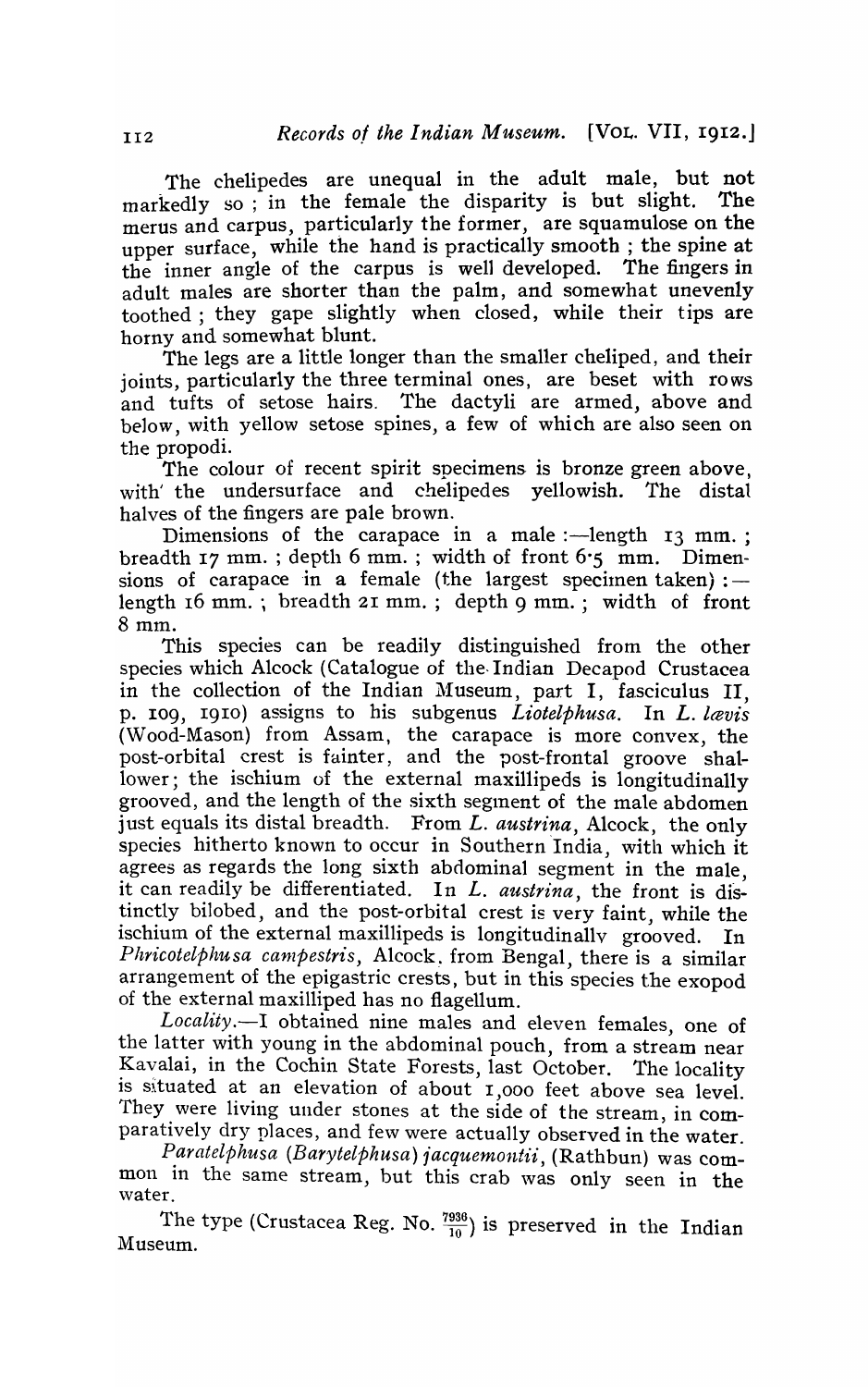The chelipedes are unequal in the adult male, but not markedly so ; in the female the disparity is but slight. The merus and carpus, particularly the former, are squamulose on the upper surface, while the hand is practically smooth ; the spine at the inner angle of the carpus is well developed. The fingers in adult males are shorter than the palm, and somewhat unevenly toothed ; they gape slightly when closed, while their tips are horny and somewhat blunt.

The legs are a little longer than the smaller cheliped, and their joints, particularly the three terminal ones, are beset with rows and tufts of setose hairs. The dactyli are armed, above and below, with yellow setose spines, a few of which are also seen on the propodi.

The colour of recent spirit specimens is bronze green above, with the undersurface and chelipedes yellowish. The distal halves of the fingers are pale brown.

Dimensions of the carapace in a male :—length 13 mm. ; breadth 17 mm. ; depth 6 mm. ; width of front 6·5 mm. Dimensions of carapace in a female (the largest specimen taken) :— length 16 mm. ; breadth 21 mm. ; depth 9 mm. ; width of front 8 mm.

This species can be readily distinguished from the other species which Alcock (Catalogue of the Indian Decapod Crustacea in the collection of the Indian Museum, part I, fasciculus II, p. 109, 1910) assigns to his subgenus *Liotelphusa*. In *L. lævis* (Wood-Mason) from Assam, the carapace is more convex, the post-orbital crest is fainter, and the post-frontal groove shallower; the ischium of the external maxillipeds is longitudinally grooved, and the length of the sixth segment of the male abdomen just equals its distal breadth. From *L. austrina*, Alcock, the only species hitherto known to occur in Southern India, with which it agrees as regards the long sixth abdominal segment in the male, it can readily be differentiated. In *L. austrina*, the front is distinctly bilobed, and the post-orbital crest is very faint, while the ischium of the external maxillipeds is longitudinally grooved. In *Phricotelphusa campestris*, Alcock, from Bengal, there is a similar arrangement of the epigastric crests, but in this species the exopod of the external maxilliped has no flagellum.

*Locality*.—I obtained nine males and eleven females, one of the latter with young in the abdominal pouch, from a stream near Kavalai, in the Cochin State Forests, last October. The locality is situated at an elevation of about 1,000 feet above sea level. They were living under stones at the side of the stream, in comparatively dry places, and few were actually observed in the water.

*Paratelphusa* (*Barytelphusa*) *jacquemontii*, (Rathbun) was common in the same stream, but this crab was only seen in the water.

The type (Crustacea Reg. No. $\frac{7936}{10}$) is preserved in the Indian Museum.